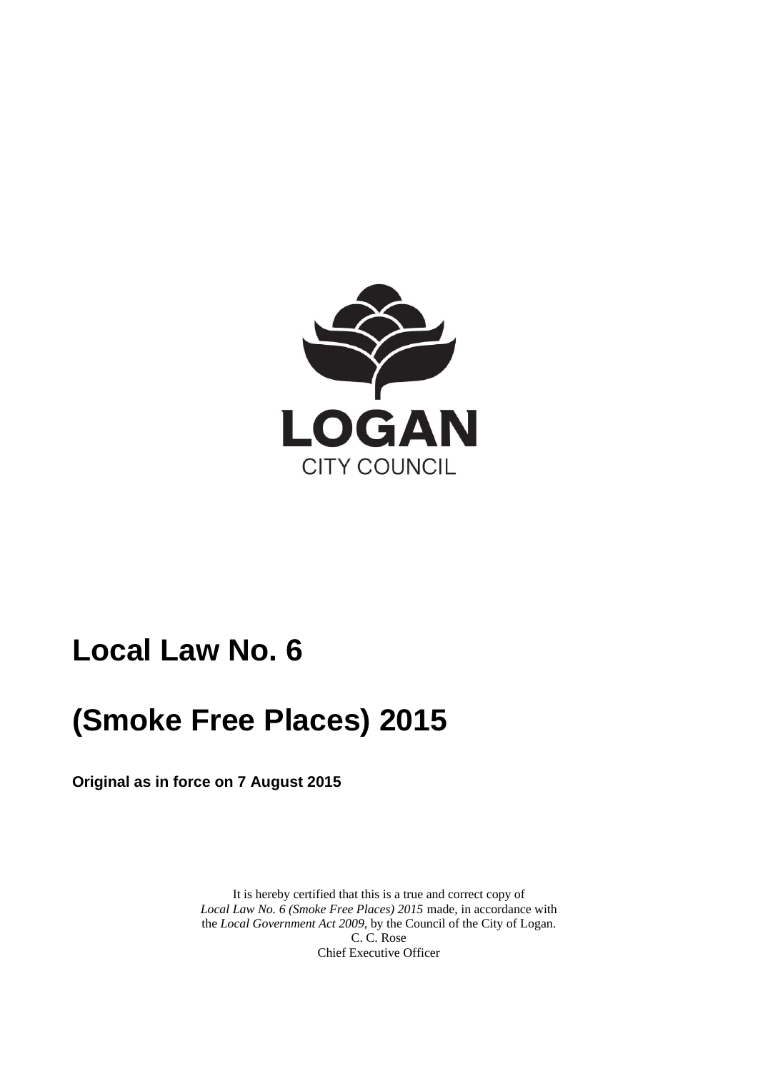LOGAN

CITY COUNCIL

# Local Law No. 6

# (Smoke Free Places) 2015

**Original as in force on 7 August 2015**

It is hereby certified that this is a true and correct copy of *Local Law No. 6 (Smoke Free Places) 2015* made, in accordance with the *Local Government Act 2009*, by the Council of the City of Logan.
C. C. Rose
Chief Executive Officer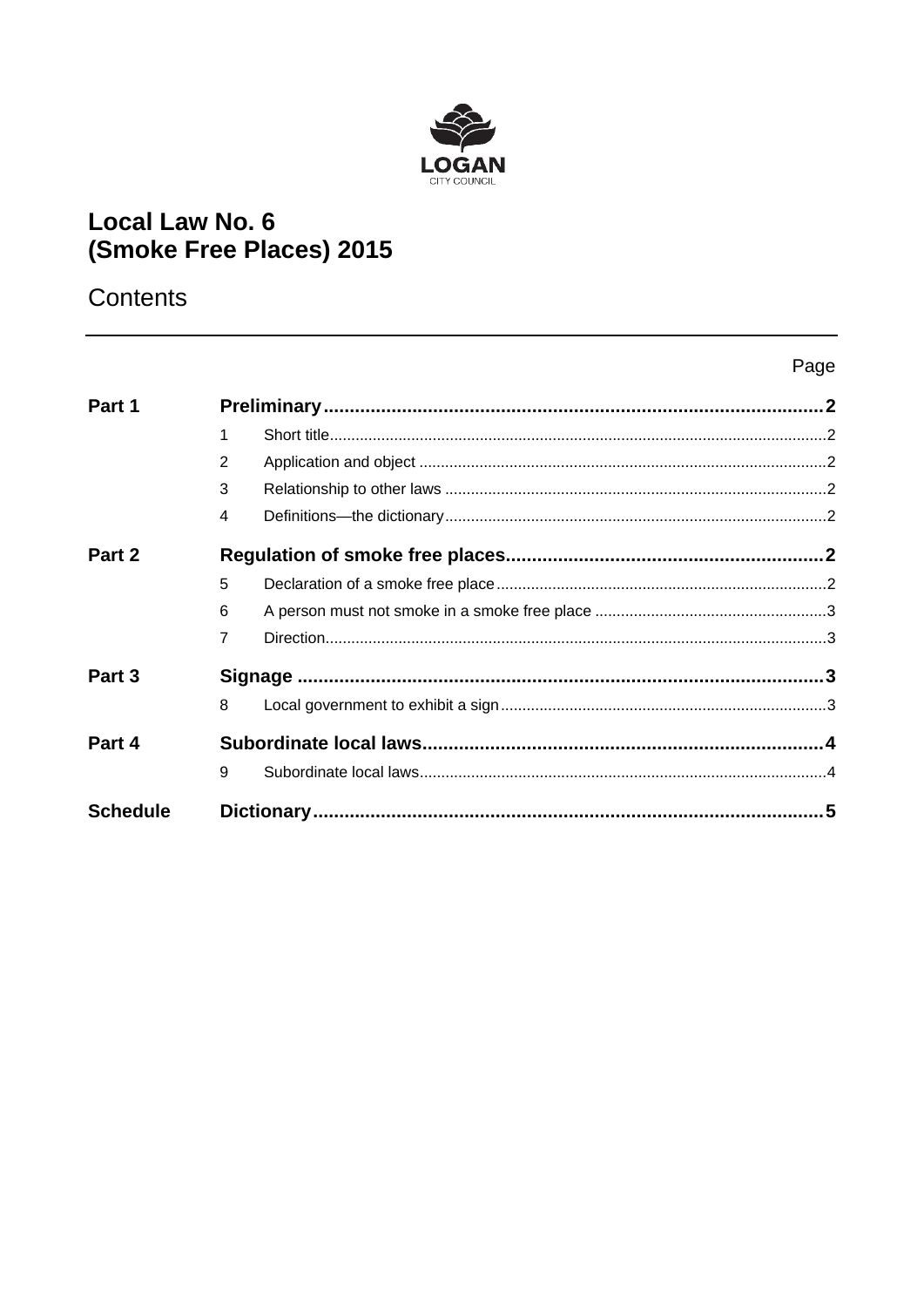LOGAN
CITY COUNCIL

# Local Law No. 6 (Smoke Free Places) 2015

## Contents

| | | | Page |
|---|---|---|---|
| **Part 1** | **Preliminary** | | **2** |
| | 1 | Short title | 2 |
| | 2 | Application and object | 2 |
| | 3 | Relationship to other laws | 2 |
| | 4 | Definitions—the dictionary | 2 |
| **Part 2** | **Regulation of smoke free places** | | **2** |
| | 5 | Declaration of a smoke free place | 2 |
| | 6 | A person must not smoke in a smoke free place | 3 |
| | 7 | Direction | 3 |
| **Part 3** | **Signage** | | **3** |
| | 8 | Local government to exhibit a sign | 3 |
| **Part 4** | **Subordinate local laws** | | **4** |
| | 9 | Subordinate local laws | 4 |
| **Schedule** | **Dictionary** | | **5** |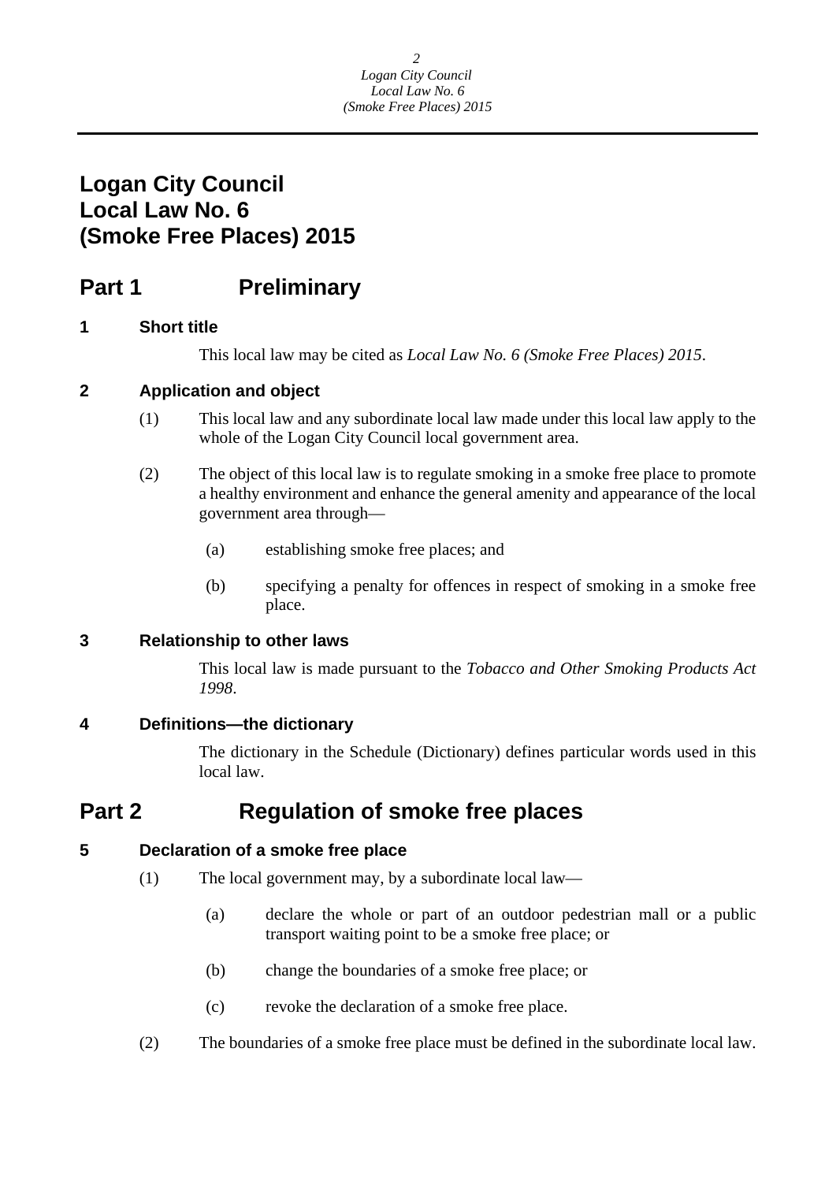# Logan City Council
# Local Law No. 6
# (Smoke Free Places) 2015

## Part 1 Preliminary

### 1 Short title

This local law may be cited as *Local Law No. 6 (Smoke Free Places) 2015*.

### 2 Application and object

(1) This local law and any subordinate local law made under this local law apply to the whole of the Logan City Council local government area.

(2) The object of this local law is to regulate smoking in a smoke free place to promote a healthy environment and enhance the general amenity and appearance of the local government area through—

(a) establishing smoke free places; and

(b) specifying a penalty for offences in respect of smoking in a smoke free place.

### 3 Relationship to other laws

This local law is made pursuant to the *Tobacco and Other Smoking Products Act 1998*.

### 4 Definitions—the dictionary

The dictionary in the Schedule (Dictionary) defines particular words used in this local law.

## Part 2 Regulation of smoke free places

### 5 Declaration of a smoke free place

(1) The local government may, by a subordinate local law—

(a) declare the whole or part of an outdoor pedestrian mall or a public transport waiting point to be a smoke free place; or

(b) change the boundaries of a smoke free place; or

(c) revoke the declaration of a smoke free place.

(2) The boundaries of a smoke free place must be defined in the subordinate local law.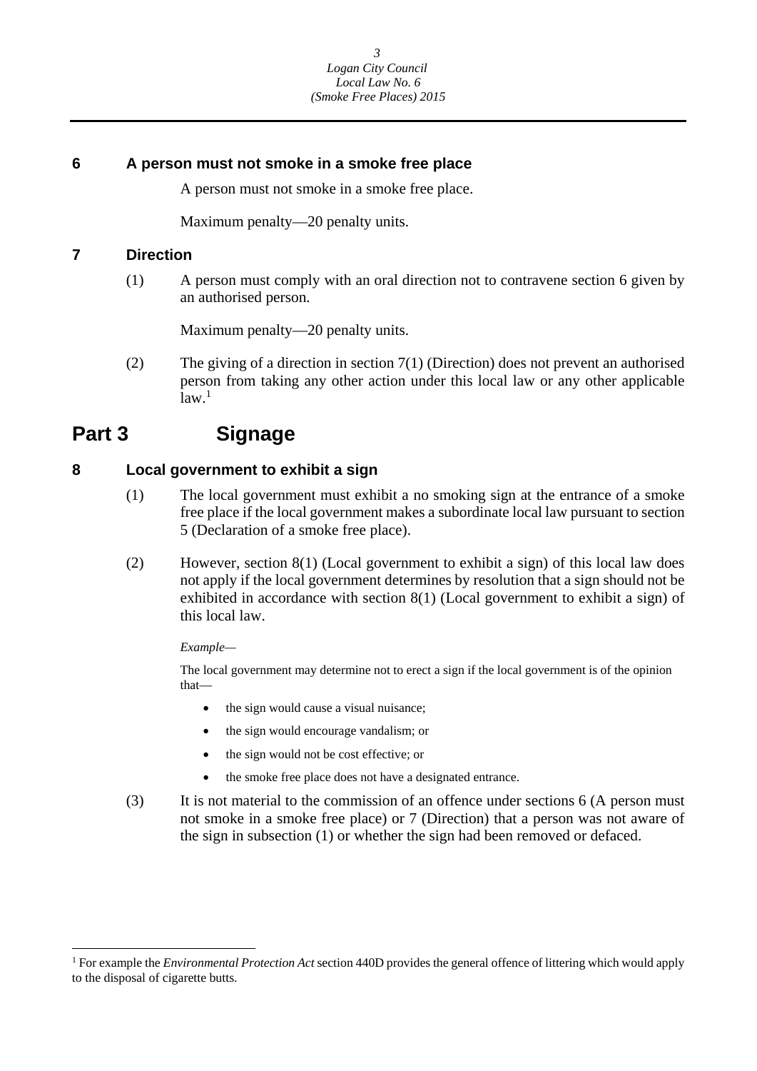### 6 A person must not smoke in a smoke free place

A person must not smoke in a smoke free place.

Maximum penalty—20 penalty units.

### 7 Direction

(1) A person must comply with an oral direction not to contravene section 6 given by an authorised person.

Maximum penalty—20 penalty units.

(2) The giving of a direction in section 7(1) (Direction) does not prevent an authorised person from taking any other action under this local law or any other applicable law.[1]

## Part 3 Signage

### 8 Local government to exhibit a sign

(1) The local government must exhibit a no smoking sign at the entrance of a smoke free place if the local government makes a subordinate local law pursuant to section 5 (Declaration of a smoke free place).

(2) However, section 8(1) (Local government to exhibit a sign) of this local law does not apply if the local government determines by resolution that a sign should not be exhibited in accordance with section 8(1) (Local government to exhibit a sign) of this local law.

*Example—*

The local government may determine not to erect a sign if the local government is of the opinion that—

- the sign would cause a visual nuisance;
- the sign would encourage vandalism; or
- the sign would not be cost effective; or
- the smoke free place does not have a designated entrance.

(3) It is not material to the commission of an offence under sections 6 (A person must not smoke in a smoke free place) or 7 (Direction) that a person was not aware of the sign in subsection (1) or whether the sign had been removed or defaced.

---

[1] For example the *Environmental Protection Act* section 440D provides the general offence of littering which would apply to the disposal of cigarette butts.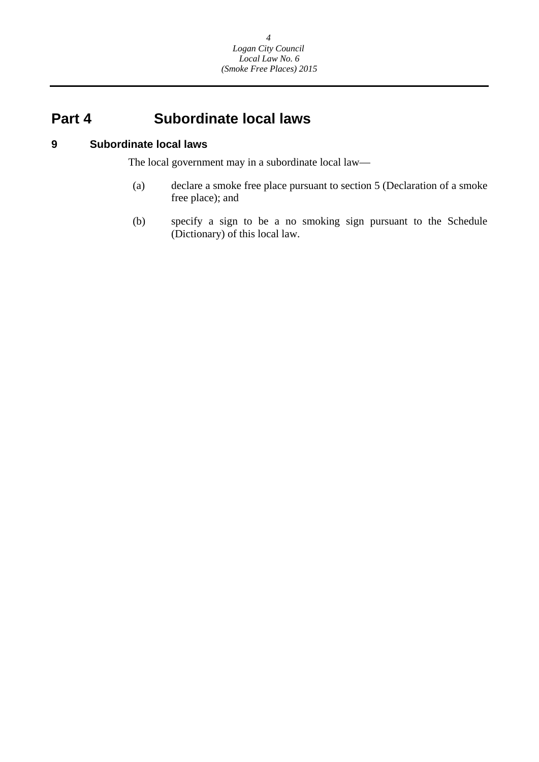# Part 4 Subordinate local laws

## 9 Subordinate local laws

The local government may in a subordinate local law—

(a) declare a smoke free place pursuant to section 5 (Declaration of a smoke free place); and

(b) specify a sign to be a no smoking sign pursuant to the Schedule (Dictionary) of this local law.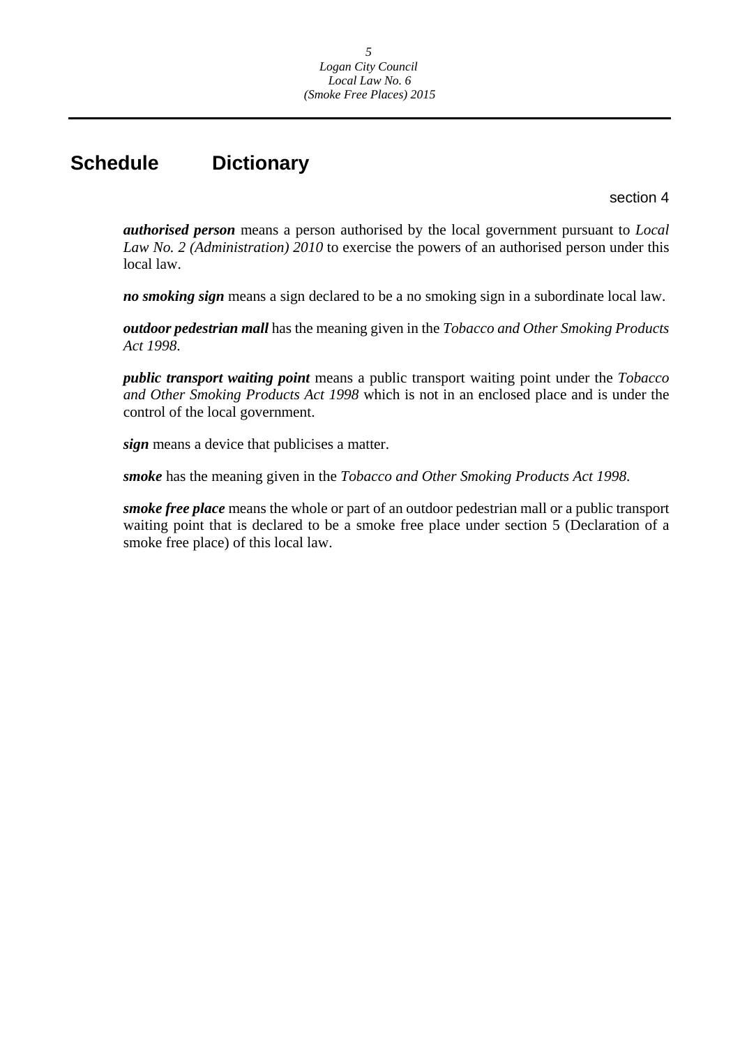# Schedule Dictionary

section 4

***authorised person*** means a person authorised by the local government pursuant to *Local Law No. 2 (Administration) 2010* to exercise the powers of an authorised person under this local law.

***no smoking sign*** means a sign declared to be a no smoking sign in a subordinate local law.

***outdoor pedestrian mall*** has the meaning given in the *Tobacco and Other Smoking Products Act 1998*.

***public transport waiting point*** means a public transport waiting point under the *Tobacco and Other Smoking Products Act 1998* which is not in an enclosed place and is under the control of the local government.

***sign*** means a device that publicises a matter.

***smoke*** has the meaning given in the *Tobacco and Other Smoking Products Act 1998*.

***smoke free place*** means the whole or part of an outdoor pedestrian mall or a public transport waiting point that is declared to be a smoke free place under section 5 (Declaration of a smoke free place) of this local law.